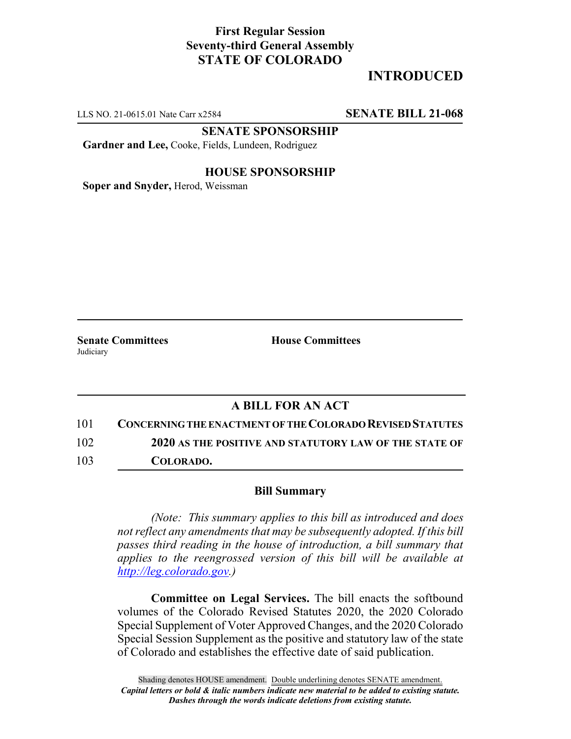**First Regular Session**
**Seventy-third General Assembly**
**STATE OF COLORADO**

# INTRODUCED

LLS NO. 21-0615.01 Nate Carr x2584 **SENATE BILL 21-068**

**SENATE SPONSORSHIP**

**Gardner and Lee,** Cooke, Fields, Lundeen, Rodriguez

**HOUSE SPONSORSHIP**

**Soper and Snyder,** Herod, Weissman

**Senate Committees**
Judiciary

**House Committees**

## A BILL FOR AN ACT

101 **CONCERNING THE ENACTMENT OF THE COLORADO REVISED STATUTES**
102 **2020 AS THE POSITIVE AND STATUTORY LAW OF THE STATE OF**
103 **COLORADO.**

### Bill Summary

*(Note: This summary applies to this bill as introduced and does not reflect any amendments that may be subsequently adopted. If this bill passes third reading in the house of introduction, a bill summary that applies to the reengrossed version of this bill will be available at http://leg.colorado.gov.)*

**Committee on Legal Services.** The bill enacts the softbound volumes of the Colorado Revised Statutes 2020, the 2020 Colorado Special Supplement of Voter Approved Changes, and the 2020 Colorado Special Session Supplement as the positive and statutory law of the state of Colorado and establishes the effective date of said publication.

Shading denotes HOUSE amendment. Double underlining denotes SENATE amendment.
***Capital letters or bold & italic numbers indicate new material to be added to existing statute.***
***Dashes through the words indicate deletions from existing statute.***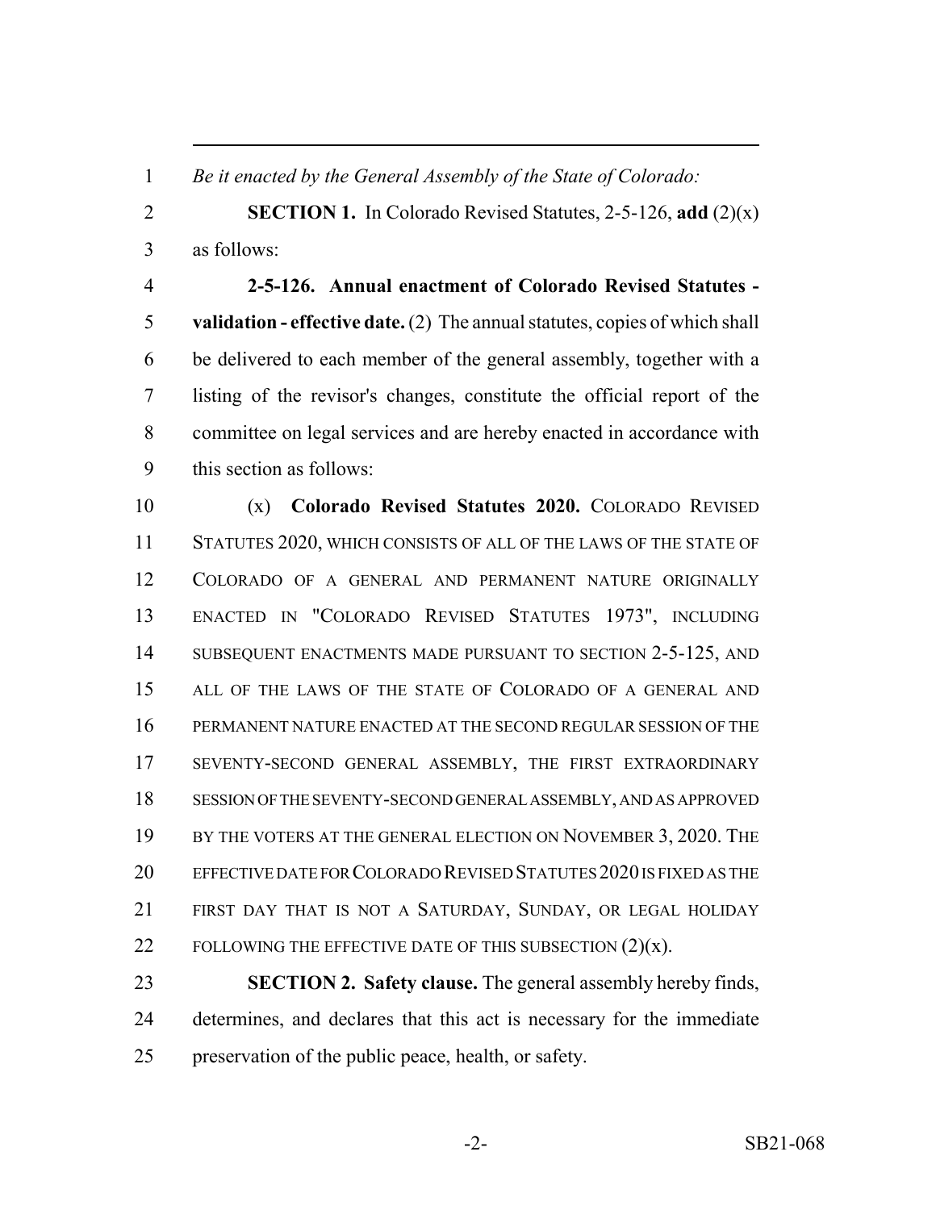*Be it enacted by the General Assembly of the State of Colorado:*

**SECTION 1.** In Colorado Revised Statutes, 2-5-126, **add** (2)(x) as follows:

**2-5-126. Annual enactment of Colorado Revised Statutes - validation - effective date.** (2) The annual statutes, copies of which shall be delivered to each member of the general assembly, together with a listing of the revisor's changes, constitute the official report of the committee on legal services and are hereby enacted in accordance with this section as follows:

(x) **Colorado Revised Statutes 2020.** COLORADO REVISED STATUTES 2020, WHICH CONSISTS OF ALL OF THE LAWS OF THE STATE OF COLORADO OF A GENERAL AND PERMANENT NATURE ORIGINALLY ENACTED IN "COLORADO REVISED STATUTES 1973", INCLUDING SUBSEQUENT ENACTMENTS MADE PURSUANT TO SECTION 2-5-125, AND ALL OF THE LAWS OF THE STATE OF COLORADO OF A GENERAL AND PERMANENT NATURE ENACTED AT THE SECOND REGULAR SESSION OF THE SEVENTY-SECOND GENERAL ASSEMBLY, THE FIRST EXTRAORDINARY SESSION OF THE SEVENTY-SECOND GENERAL ASSEMBLY, AND AS APPROVED BY THE VOTERS AT THE GENERAL ELECTION ON NOVEMBER 3, 2020. THE EFFECTIVE DATE FOR COLORADO REVISED STATUTES 2020 IS FIXED AS THE FIRST DAY THAT IS NOT A SATURDAY, SUNDAY, OR LEGAL HOLIDAY FOLLOWING THE EFFECTIVE DATE OF THIS SUBSECTION (2)(x).

**SECTION 2. Safety clause.** The general assembly hereby finds, determines, and declares that this act is necessary for the immediate preservation of the public peace, health, or safety.